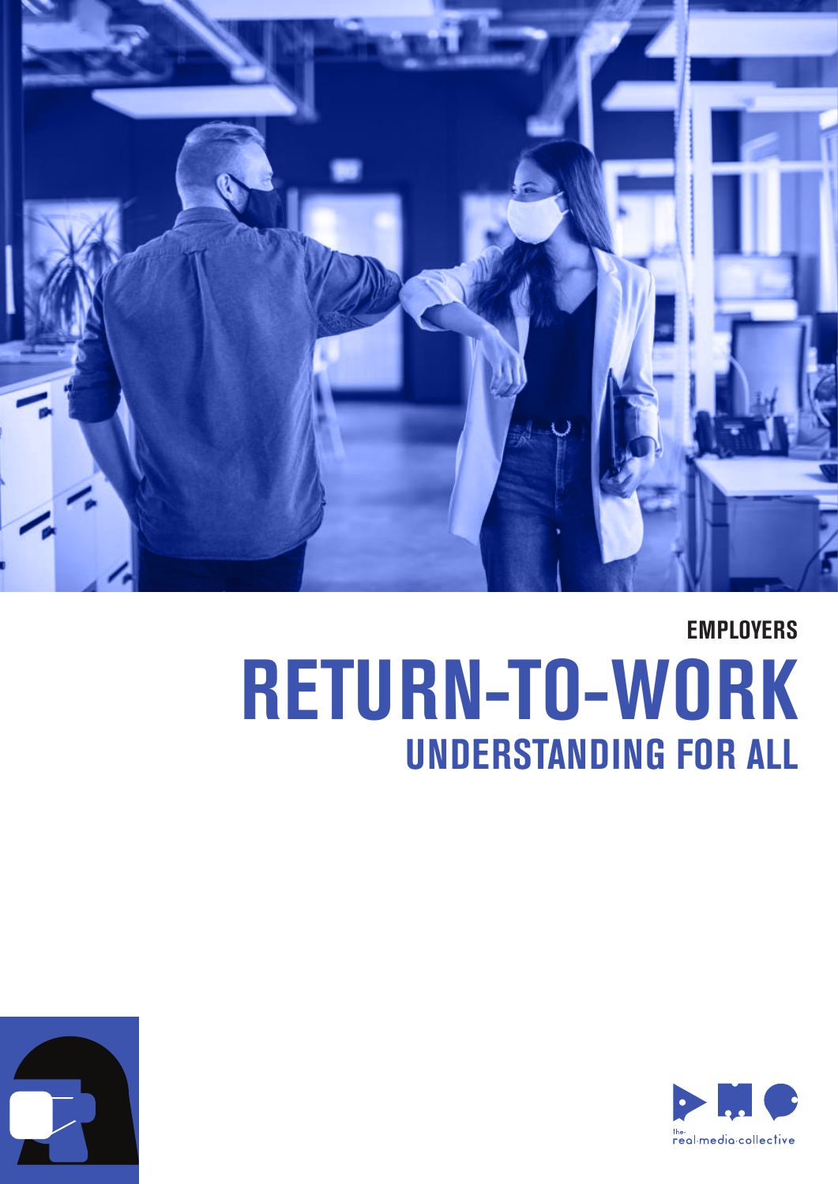EMPLOYERS

# RETURN-TO-WORK

## UNDERSTANDING FOR ALL

the real·media·collective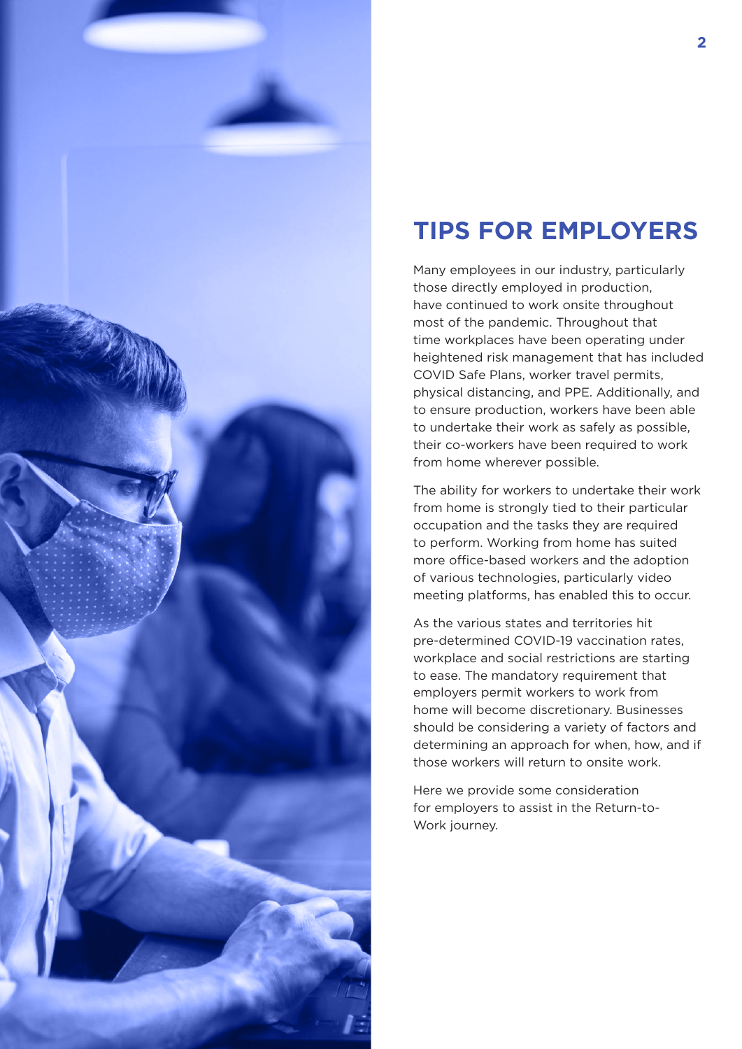# TIPS FOR EMPLOYERS

Many employees in our industry, particularly those directly employed in production, have continued to work onsite throughout most of the pandemic. Throughout that time workplaces have been operating under heightened risk management that has included COVID Safe Plans, worker travel permits, physical distancing, and PPE. Additionally, and to ensure production, workers have been able to undertake their work as safely as possible, their co-workers have been required to work from home wherever possible.

The ability for workers to undertake their work from home is strongly tied to their particular occupation and the tasks they are required to perform. Working from home has suited more office-based workers and the adoption of various technologies, particularly video meeting platforms, has enabled this to occur.

As the various states and territories hit pre-determined COVID-19 vaccination rates, workplace and social restrictions are starting to ease. The mandatory requirement that employers permit workers to work from home will become discretionary. Businesses should be considering a variety of factors and determining an approach for when, how, and if those workers will return to onsite work.

Here we provide some consideration for employers to assist in the Return-to-Work journey.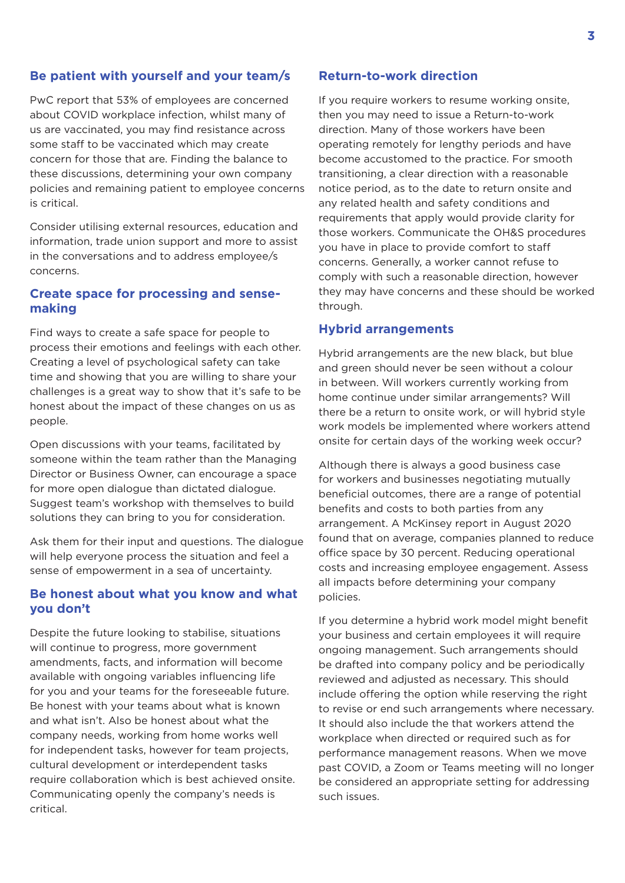## Be patient with yourself and your team/s

PwC report that 53% of employees are concerned about COVID workplace infection, whilst many of us are vaccinated, you may find resistance across some staff to be vaccinated which may create concern for those that are. Finding the balance to these discussions, determining your own company policies and remaining patient to employee concerns is critical.

Consider utilising external resources, education and information, trade union support and more to assist in the conversations and to address employee/s concerns.

## Create space for processing and sense-making

Find ways to create a safe space for people to process their emotions and feelings with each other. Creating a level of psychological safety can take time and showing that you are willing to share your challenges is a great way to show that it's safe to be honest about the impact of these changes on us as people.

Open discussions with your teams, facilitated by someone within the team rather than the Managing Director or Business Owner, can encourage a space for more open dialogue than dictated dialogue. Suggest team's workshop with themselves to build solutions they can bring to you for consideration.

Ask them for their input and questions. The dialogue will help everyone process the situation and feel a sense of empowerment in a sea of uncertainty.

## Be honest about what you know and what you don't

Despite the future looking to stabilise, situations will continue to progress, more government amendments, facts, and information will become available with ongoing variables influencing life for you and your teams for the foreseeable future. Be honest with your teams about what is known and what isn't. Also be honest about what the company needs, working from home works well for independent tasks, however for team projects, cultural development or interdependent tasks require collaboration which is best achieved onsite. Communicating openly the company's needs is critical.

## Return-to-work direction

If you require workers to resume working onsite, then you may need to issue a Return-to-work direction. Many of those workers have been operating remotely for lengthy periods and have become accustomed to the practice. For smooth transitioning, a clear direction with a reasonable notice period, as to the date to return onsite and any related health and safety conditions and requirements that apply would provide clarity for those workers. Communicate the OH&S procedures you have in place to provide comfort to staff concerns. Generally, a worker cannot refuse to comply with such a reasonable direction, however they may have concerns and these should be worked through.

## Hybrid arrangements

Hybrid arrangements are the new black, but blue and green should never be seen without a colour in between. Will workers currently working from home continue under similar arrangements? Will there be a return to onsite work, or will hybrid style work models be implemented where workers attend onsite for certain days of the working week occur?

Although there is always a good business case for workers and businesses negotiating mutually beneficial outcomes, there are a range of potential benefits and costs to both parties from any arrangement. A McKinsey report in August 2020 found that on average, companies planned to reduce office space by 30 percent. Reducing operational costs and increasing employee engagement. Assess all impacts before determining your company policies.

If you determine a hybrid work model might benefit your business and certain employees it will require ongoing management. Such arrangements should be drafted into company policy and be periodically reviewed and adjusted as necessary. This should include offering the option while reserving the right to revise or end such arrangements where necessary. It should also include the that workers attend the workplace when directed or required such as for performance management reasons. When we move past COVID, a Zoom or Teams meeting will no longer be considered an appropriate setting for addressing such issues.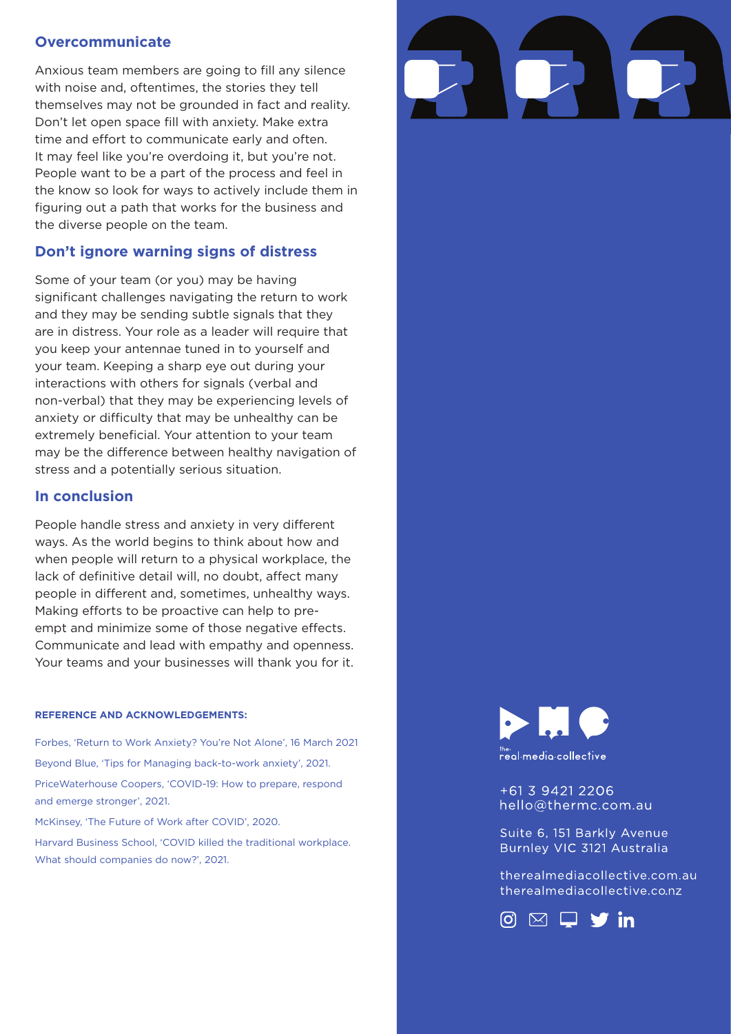## Overcommunicate

Anxious team members are going to fill any silence with noise and, oftentimes, the stories they tell themselves may not be grounded in fact and reality. Don't let open space fill with anxiety. Make extra time and effort to communicate early and often. It may feel like you're overdoing it, but you're not. People want to be a part of the process and feel in the know so look for ways to actively include them in figuring out a path that works for the business and the diverse people on the team.

## Don't ignore warning signs of distress

Some of your team (or you) may be having significant challenges navigating the return to work and they may be sending subtle signals that they are in distress. Your role as a leader will require that you keep your antennae tuned in to yourself and your team. Keeping a sharp eye out during your interactions with others for signals (verbal and non-verbal) that they may be experiencing levels of anxiety or difficulty that may be unhealthy can be extremely beneficial. Your attention to your team may be the difference between healthy navigation of stress and a potentially serious situation.

## In conclusion

People handle stress and anxiety in very different ways. As the world begins to think about how and when people will return to a physical workplace, the lack of definitive detail will, no doubt, affect many people in different and, sometimes, unhealthy ways. Making efforts to be proactive can help to pre-empt and minimize some of those negative effects. Communicate and lead with empathy and openness. Your teams and your businesses will thank you for it.

#### REFERENCE AND ACKNOWLEDGEMENTS:

Forbes, 'Return to Work Anxiety? You're Not Alone', 16 March 2021

Beyond Blue, 'Tips for Managing back-to-work anxiety', 2021.

PriceWaterhouse Coopers, 'COVID-19: How to prepare, respond and emerge stronger', 2021.

McKinsey, 'The Future of Work after COVID', 2020.

Harvard Business School, 'COVID killed the traditional workplace. What should companies do now?', 2021.

the·real·media·collective

+61 3 9421 2206
hello@thermc.com.au

Suite 6, 151 Barkly Avenue
Burnley VIC 3121 Australia

therealmediacollective.com.au
therealmediacollective.co.nz